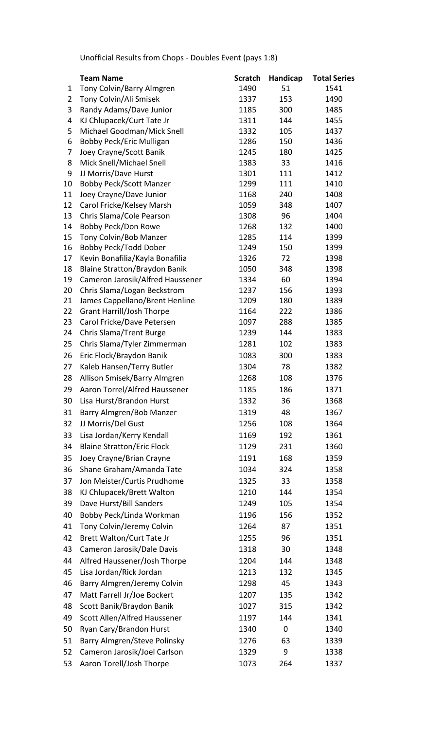Unofficial Results from Chops - Doubles Event (pays 1:8)

| | Team Name | Scratch | Handicap | Total Series |
|---|---|---|---|---|
| 1 | Tony Colvin/Barry Almgren | 1490 | 51 | 1541 |
| 2 | Tony Colvin/Ali Smisek | 1337 | 153 | 1490 |
| 3 | Randy Adams/Dave Junior | 1185 | 300 | 1485 |
| 4 | KJ Chlupacek/Curt Tate Jr | 1311 | 144 | 1455 |
| 5 | Michael Goodman/Mick Snell | 1332 | 105 | 1437 |
| 6 | Bobby Peck/Eric Mulligan | 1286 | 150 | 1436 |
| 7 | Joey Crayne/Scott Banik | 1245 | 180 | 1425 |
| 8 | Mick Snell/Michael Snell | 1383 | 33 | 1416 |
| 9 | JJ Morris/Dave Hurst | 1301 | 111 | 1412 |
| 10 | Bobby Peck/Scott Manzer | 1299 | 111 | 1410 |
| 11 | Joey Crayne/Dave Junior | 1168 | 240 | 1408 |
| 12 | Carol Fricke/Kelsey Marsh | 1059 | 348 | 1407 |
| 13 | Chris Slama/Cole Pearson | 1308 | 96 | 1404 |
| 14 | Bobby Peck/Don Rowe | 1268 | 132 | 1400 |
| 15 | Tony Colvin/Bob Manzer | 1285 | 114 | 1399 |
| 16 | Bobby Peck/Todd Dober | 1249 | 150 | 1399 |
| 17 | Kevin Bonafilia/Kayla Bonafilia | 1326 | 72 | 1398 |
| 18 | Blaine Stratton/Braydon Banik | 1050 | 348 | 1398 |
| 19 | Cameron Jarosik/Alfred Haussener | 1334 | 60 | 1394 |
| 20 | Chris Slama/Logan Beckstrom | 1237 | 156 | 1393 |
| 21 | James Cappellano/Brent Henline | 1209 | 180 | 1389 |
| 22 | Grant Harrill/Josh Thorpe | 1164 | 222 | 1386 |
| 23 | Carol Fricke/Dave Petersen | 1097 | 288 | 1385 |
| 24 | Chris Slama/Trent Burge | 1239 | 144 | 1383 |
| 25 | Chris Slama/Tyler Zimmerman | 1281 | 102 | 1383 |
| 26 | Eric Flock/Braydon Banik | 1083 | 300 | 1383 |
| 27 | Kaleb Hansen/Terry Butler | 1304 | 78 | 1382 |
| 28 | Allison Smisek/Barry Almgren | 1268 | 108 | 1376 |
| 29 | Aaron Torrel/Alfred Haussener | 1185 | 186 | 1371 |
| 30 | Lisa Hurst/Brandon Hurst | 1332 | 36 | 1368 |
| 31 | Barry Almgren/Bob Manzer | 1319 | 48 | 1367 |
| 32 | JJ Morris/Del Gust | 1256 | 108 | 1364 |
| 33 | Lisa Jordan/Kerry Kendall | 1169 | 192 | 1361 |
| 34 | Blaine Stratton/Eric Flock | 1129 | 231 | 1360 |
| 35 | Joey Crayne/Brian Crayne | 1191 | 168 | 1359 |
| 36 | Shane Graham/Amanda Tate | 1034 | 324 | 1358 |
| 37 | Jon Meister/Curtis Prudhome | 1325 | 33 | 1358 |
| 38 | KJ Chlupacek/Brett Walton | 1210 | 144 | 1354 |
| 39 | Dave Hurst/Bill Sanders | 1249 | 105 | 1354 |
| 40 | Bobby Peck/Linda Workman | 1196 | 156 | 1352 |
| 41 | Tony Colvin/Jeremy Colvin | 1264 | 87 | 1351 |
| 42 | Brett Walton/Curt Tate Jr | 1255 | 96 | 1351 |
| 43 | Cameron Jarosik/Dale Davis | 1318 | 30 | 1348 |
| 44 | Alfred Haussener/Josh Thorpe | 1204 | 144 | 1348 |
| 45 | Lisa Jordan/Rick Jordan | 1213 | 132 | 1345 |
| 46 | Barry Almgren/Jeremy Colvin | 1298 | 45 | 1343 |
| 47 | Matt Farrell Jr/Joe Bockert | 1207 | 135 | 1342 |
| 48 | Scott Banik/Braydon Banik | 1027 | 315 | 1342 |
| 49 | Scott Allen/Alfred Haussener | 1197 | 144 | 1341 |
| 50 | Ryan Cary/Brandon Hurst | 1340 | 0 | 1340 |
| 51 | Barry Almgren/Steve Polinsky | 1276 | 63 | 1339 |
| 52 | Cameron Jarosik/Joel Carlson | 1329 | 9 | 1338 |
| 53 | Aaron Torell/Josh Thorpe | 1073 | 264 | 1337 |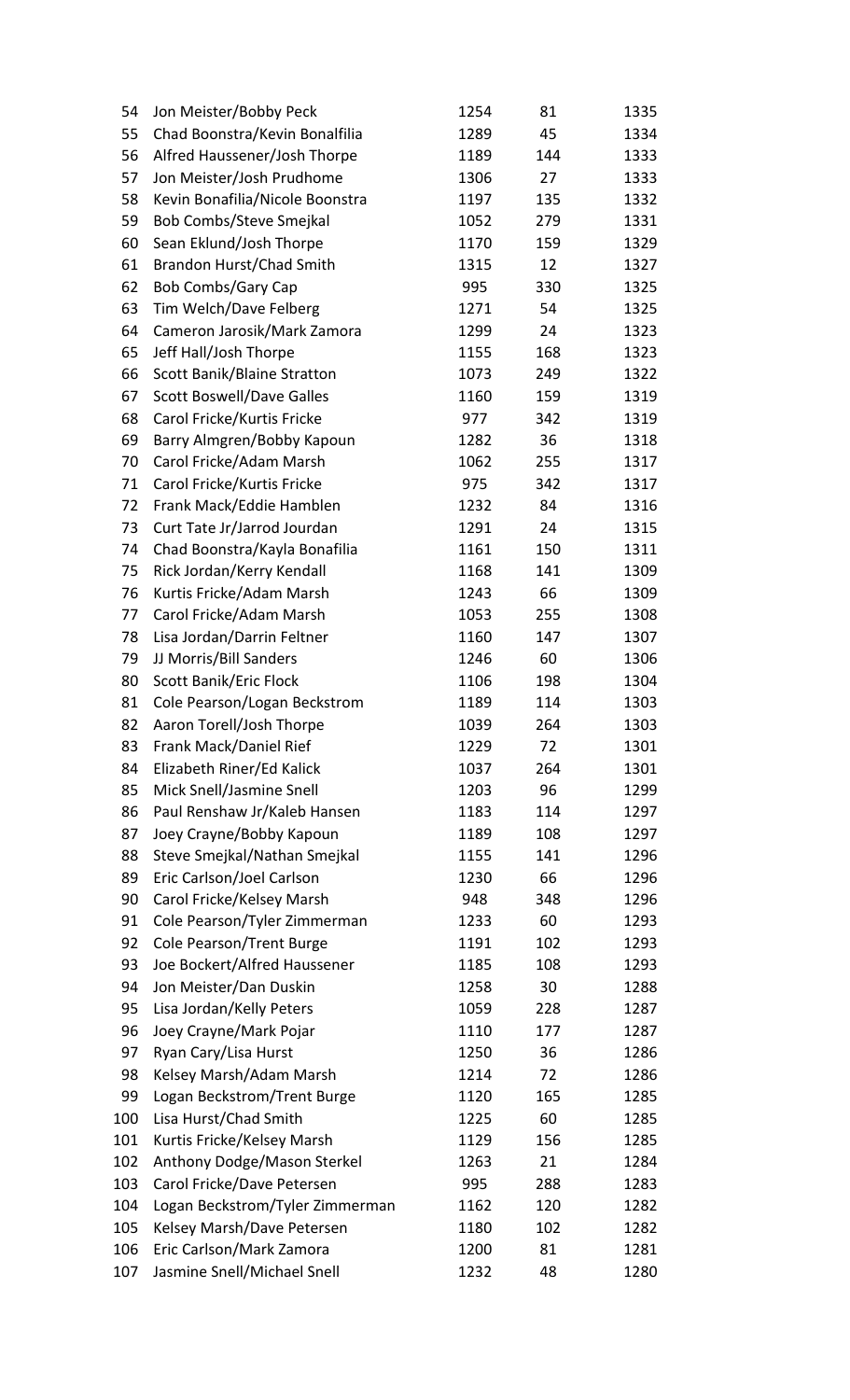| | | | | |
|---|---|---|---|---|
| 54 | Jon Meister/Bobby Peck | 1254 | 81 | 1335 |
| 55 | Chad Boonstra/Kevin Bonalfilia | 1289 | 45 | 1334 |
| 56 | Alfred Haussener/Josh Thorpe | 1189 | 144 | 1333 |
| 57 | Jon Meister/Josh Prudhome | 1306 | 27 | 1333 |
| 58 | Kevin Bonafilia/Nicole Boonstra | 1197 | 135 | 1332 |
| 59 | Bob Combs/Steve Smejkal | 1052 | 279 | 1331 |
| 60 | Sean Eklund/Josh Thorpe | 1170 | 159 | 1329 |
| 61 | Brandon Hurst/Chad Smith | 1315 | 12 | 1327 |
| 62 | Bob Combs/Gary Cap | 995 | 330 | 1325 |
| 63 | Tim Welch/Dave Felberg | 1271 | 54 | 1325 |
| 64 | Cameron Jarosik/Mark Zamora | 1299 | 24 | 1323 |
| 65 | Jeff Hall/Josh Thorpe | 1155 | 168 | 1323 |
| 66 | Scott Banik/Blaine Stratton | 1073 | 249 | 1322 |
| 67 | Scott Boswell/Dave Galles | 1160 | 159 | 1319 |
| 68 | Carol Fricke/Kurtis Fricke | 977 | 342 | 1319 |
| 69 | Barry Almgren/Bobby Kapoun | 1282 | 36 | 1318 |
| 70 | Carol Fricke/Adam Marsh | 1062 | 255 | 1317 |
| 71 | Carol Fricke/Kurtis Fricke | 975 | 342 | 1317 |
| 72 | Frank Mack/Eddie Hamblen | 1232 | 84 | 1316 |
| 73 | Curt Tate Jr/Jarrod Jourdan | 1291 | 24 | 1315 |
| 74 | Chad Boonstra/Kayla Bonafilia | 1161 | 150 | 1311 |
| 75 | Rick Jordan/Kerry Kendall | 1168 | 141 | 1309 |
| 76 | Kurtis Fricke/Adam Marsh | 1243 | 66 | 1309 |
| 77 | Carol Fricke/Adam Marsh | 1053 | 255 | 1308 |
| 78 | Lisa Jordan/Darrin Feltner | 1160 | 147 | 1307 |
| 79 | JJ Morris/Bill Sanders | 1246 | 60 | 1306 |
| 80 | Scott Banik/Eric Flock | 1106 | 198 | 1304 |
| 81 | Cole Pearson/Logan Beckstrom | 1189 | 114 | 1303 |
| 82 | Aaron Torell/Josh Thorpe | 1039 | 264 | 1303 |
| 83 | Frank Mack/Daniel Rief | 1229 | 72 | 1301 |
| 84 | Elizabeth Riner/Ed Kalick | 1037 | 264 | 1301 |
| 85 | Mick Snell/Jasmine Snell | 1203 | 96 | 1299 |
| 86 | Paul Renshaw Jr/Kaleb Hansen | 1183 | 114 | 1297 |
| 87 | Joey Crayne/Bobby Kapoun | 1189 | 108 | 1297 |
| 88 | Steve Smejkal/Nathan Smejkal | 1155 | 141 | 1296 |
| 89 | Eric Carlson/Joel Carlson | 1230 | 66 | 1296 |
| 90 | Carol Fricke/Kelsey Marsh | 948 | 348 | 1296 |
| 91 | Cole Pearson/Tyler Zimmerman | 1233 | 60 | 1293 |
| 92 | Cole Pearson/Trent Burge | 1191 | 102 | 1293 |
| 93 | Joe Bockert/Alfred Haussener | 1185 | 108 | 1293 |
| 94 | Jon Meister/Dan Duskin | 1258 | 30 | 1288 |
| 95 | Lisa Jordan/Kelly Peters | 1059 | 228 | 1287 |
| 96 | Joey Crayne/Mark Pojar | 1110 | 177 | 1287 |
| 97 | Ryan Cary/Lisa Hurst | 1250 | 36 | 1286 |
| 98 | Kelsey Marsh/Adam Marsh | 1214 | 72 | 1286 |
| 99 | Logan Beckstrom/Trent Burge | 1120 | 165 | 1285 |
| 100 | Lisa Hurst/Chad Smith | 1225 | 60 | 1285 |
| 101 | Kurtis Fricke/Kelsey Marsh | 1129 | 156 | 1285 |
| 102 | Anthony Dodge/Mason Sterkel | 1263 | 21 | 1284 |
| 103 | Carol Fricke/Dave Petersen | 995 | 288 | 1283 |
| 104 | Logan Beckstrom/Tyler Zimmerman | 1162 | 120 | 1282 |
| 105 | Kelsey Marsh/Dave Petersen | 1180 | 102 | 1282 |
| 106 | Eric Carlson/Mark Zamora | 1200 | 81 | 1281 |
| 107 | Jasmine Snell/Michael Snell | 1232 | 48 | 1280 |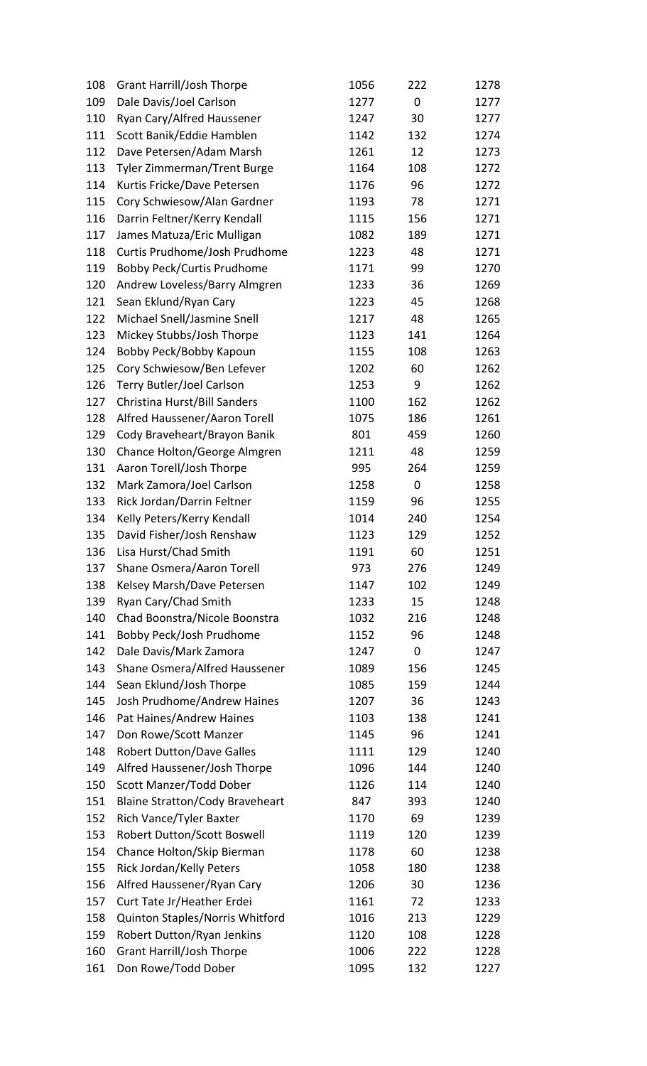| | | | | |
|---|---|---|---|---|
| 108 | Grant Harrill/Josh Thorpe | 1056 | 222 | 1278 |
| 109 | Dale Davis/Joel Carlson | 1277 | 0 | 1277 |
| 110 | Ryan Cary/Alfred Haussener | 1247 | 30 | 1277 |
| 111 | Scott Banik/Eddie Hamblen | 1142 | 132 | 1274 |
| 112 | Dave Petersen/Adam Marsh | 1261 | 12 | 1273 |
| 113 | Tyler Zimmerman/Trent Burge | 1164 | 108 | 1272 |
| 114 | Kurtis Fricke/Dave Petersen | 1176 | 96 | 1272 |
| 115 | Cory Schwiesow/Alan Gardner | 1193 | 78 | 1271 |
| 116 | Darrin Feltner/Kerry Kendall | 1115 | 156 | 1271 |
| 117 | James Matuza/Eric Mulligan | 1082 | 189 | 1271 |
| 118 | Curtis Prudhome/Josh Prudhome | 1223 | 48 | 1271 |
| 119 | Bobby Peck/Curtis Prudhome | 1171 | 99 | 1270 |
| 120 | Andrew Loveless/Barry Almgren | 1233 | 36 | 1269 |
| 121 | Sean Eklund/Ryan Cary | 1223 | 45 | 1268 |
| 122 | Michael Snell/Jasmine Snell | 1217 | 48 | 1265 |
| 123 | Mickey Stubbs/Josh Thorpe | 1123 | 141 | 1264 |
| 124 | Bobby Peck/Bobby Kapoun | 1155 | 108 | 1263 |
| 125 | Cory Schwiesow/Ben Lefever | 1202 | 60 | 1262 |
| 126 | Terry Butler/Joel Carlson | 1253 | 9 | 1262 |
| 127 | Christina Hurst/Bill Sanders | 1100 | 162 | 1262 |
| 128 | Alfred Haussener/Aaron Torell | 1075 | 186 | 1261 |
| 129 | Cody Braveheart/Brayon Banik | 801 | 459 | 1260 |
| 130 | Chance Holton/George Almgren | 1211 | 48 | 1259 |
| 131 | Aaron Torell/Josh Thorpe | 995 | 264 | 1259 |
| 132 | Mark Zamora/Joel Carlson | 1258 | 0 | 1258 |
| 133 | Rick Jordan/Darrin Feltner | 1159 | 96 | 1255 |
| 134 | Kelly Peters/Kerry Kendall | 1014 | 240 | 1254 |
| 135 | David Fisher/Josh Renshaw | 1123 | 129 | 1252 |
| 136 | Lisa Hurst/Chad Smith | 1191 | 60 | 1251 |
| 137 | Shane Osmera/Aaron Torell | 973 | 276 | 1249 |
| 138 | Kelsey Marsh/Dave Petersen | 1147 | 102 | 1249 |
| 139 | Ryan Cary/Chad Smith | 1233 | 15 | 1248 |
| 140 | Chad Boonstra/Nicole Boonstra | 1032 | 216 | 1248 |
| 141 | Bobby Peck/Josh Prudhome | 1152 | 96 | 1248 |
| 142 | Dale Davis/Mark Zamora | 1247 | 0 | 1247 |
| 143 | Shane Osmera/Alfred Haussener | 1089 | 156 | 1245 |
| 144 | Sean Eklund/Josh Thorpe | 1085 | 159 | 1244 |
| 145 | Josh Prudhome/Andrew Haines | 1207 | 36 | 1243 |
| 146 | Pat Haines/Andrew Haines | 1103 | 138 | 1241 |
| 147 | Don Rowe/Scott Manzer | 1145 | 96 | 1241 |
| 148 | Robert Dutton/Dave Galles | 1111 | 129 | 1240 |
| 149 | Alfred Haussener/Josh Thorpe | 1096 | 144 | 1240 |
| 150 | Scott Manzer/Todd Dober | 1126 | 114 | 1240 |
| 151 | Blaine Stratton/Cody Braveheart | 847 | 393 | 1240 |
| 152 | Rich Vance/Tyler Baxter | 1170 | 69 | 1239 |
| 153 | Robert Dutton/Scott Boswell | 1119 | 120 | 1239 |
| 154 | Chance Holton/Skip Bierman | 1178 | 60 | 1238 |
| 155 | Rick Jordan/Kelly Peters | 1058 | 180 | 1238 |
| 156 | Alfred Haussener/Ryan Cary | 1206 | 30 | 1236 |
| 157 | Curt Tate Jr/Heather Erdei | 1161 | 72 | 1233 |
| 158 | Quinton Staples/Norris Whitford | 1016 | 213 | 1229 |
| 159 | Robert Dutton/Ryan Jenkins | 1120 | 108 | 1228 |
| 160 | Grant Harrill/Josh Thorpe | 1006 | 222 | 1228 |
| 161 | Don Rowe/Todd Dober | 1095 | 132 | 1227 |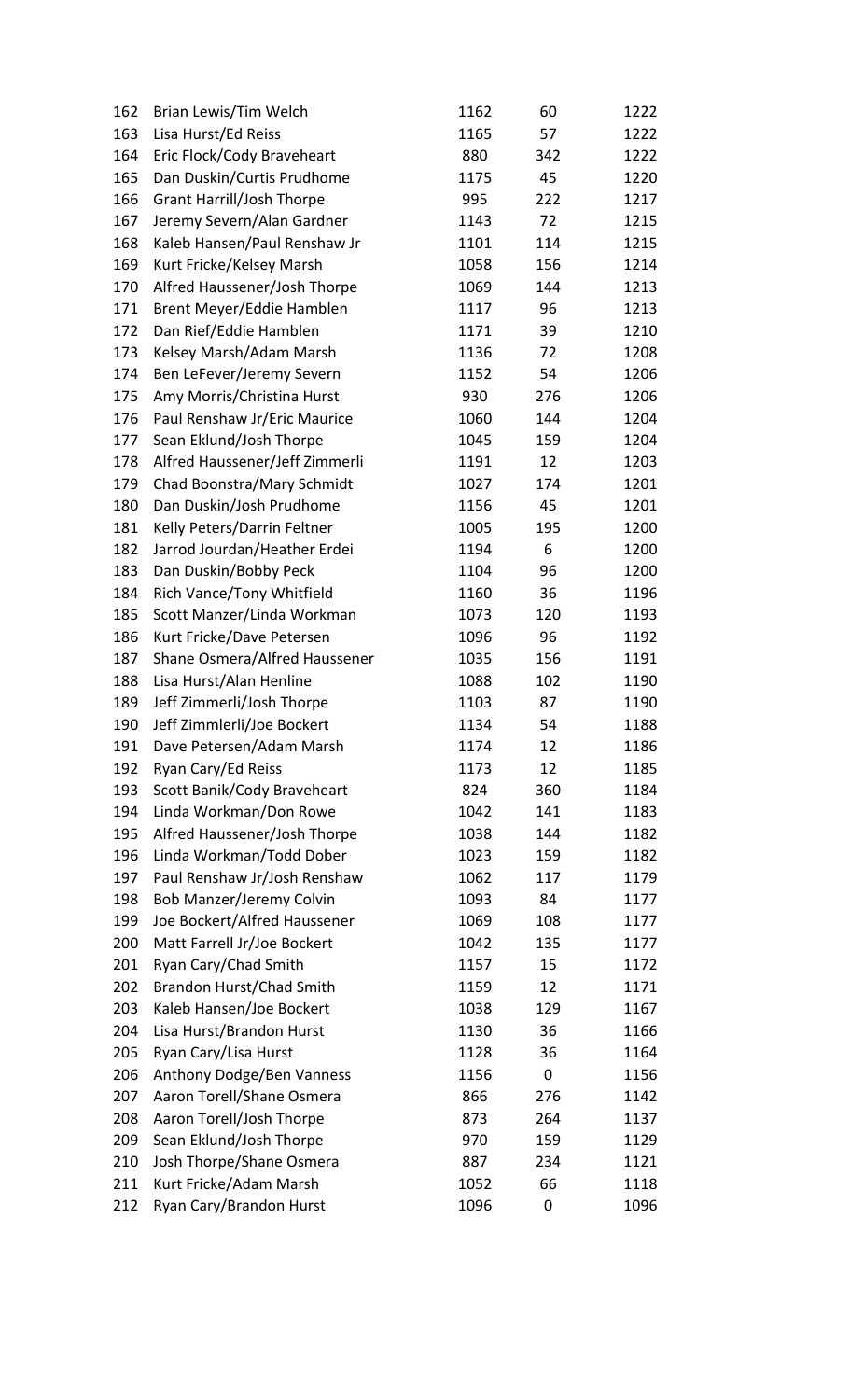| | | | | |
|---|---|---|---|---|
| 162 | Brian Lewis/Tim Welch | 1162 | 60 | 1222 |
| 163 | Lisa Hurst/Ed Reiss | 1165 | 57 | 1222 |
| 164 | Eric Flock/Cody Braveheart | 880 | 342 | 1222 |
| 165 | Dan Duskin/Curtis Prudhome | 1175 | 45 | 1220 |
| 166 | Grant Harrill/Josh Thorpe | 995 | 222 | 1217 |
| 167 | Jeremy Severn/Alan Gardner | 1143 | 72 | 1215 |
| 168 | Kaleb Hansen/Paul Renshaw Jr | 1101 | 114 | 1215 |
| 169 | Kurt Fricke/Kelsey Marsh | 1058 | 156 | 1214 |
| 170 | Alfred Haussener/Josh Thorpe | 1069 | 144 | 1213 |
| 171 | Brent Meyer/Eddie Hamblen | 1117 | 96 | 1213 |
| 172 | Dan Rief/Eddie Hamblen | 1171 | 39 | 1210 |
| 173 | Kelsey Marsh/Adam Marsh | 1136 | 72 | 1208 |
| 174 | Ben LeFever/Jeremy Severn | 1152 | 54 | 1206 |
| 175 | Amy Morris/Christina Hurst | 930 | 276 | 1206 |
| 176 | Paul Renshaw Jr/Eric Maurice | 1060 | 144 | 1204 |
| 177 | Sean Eklund/Josh Thorpe | 1045 | 159 | 1204 |
| 178 | Alfred Haussener/Jeff Zimmerli | 1191 | 12 | 1203 |
| 179 | Chad Boonstra/Mary Schmidt | 1027 | 174 | 1201 |
| 180 | Dan Duskin/Josh Prudhome | 1156 | 45 | 1201 |
| 181 | Kelly Peters/Darrin Feltner | 1005 | 195 | 1200 |
| 182 | Jarrod Jourdan/Heather Erdei | 1194 | 6 | 1200 |
| 183 | Dan Duskin/Bobby Peck | 1104 | 96 | 1200 |
| 184 | Rich Vance/Tony Whitfield | 1160 | 36 | 1196 |
| 185 | Scott Manzer/Linda Workman | 1073 | 120 | 1193 |
| 186 | Kurt Fricke/Dave Petersen | 1096 | 96 | 1192 |
| 187 | Shane Osmera/Alfred Haussener | 1035 | 156 | 1191 |
| 188 | Lisa Hurst/Alan Henline | 1088 | 102 | 1190 |
| 189 | Jeff Zimmerli/Josh Thorpe | 1103 | 87 | 1190 |
| 190 | Jeff Zimmlerli/Joe Bockert | 1134 | 54 | 1188 |
| 191 | Dave Petersen/Adam Marsh | 1174 | 12 | 1186 |
| 192 | Ryan Cary/Ed Reiss | 1173 | 12 | 1185 |
| 193 | Scott Banik/Cody Braveheart | 824 | 360 | 1184 |
| 194 | Linda Workman/Don Rowe | 1042 | 141 | 1183 |
| 195 | Alfred Haussener/Josh Thorpe | 1038 | 144 | 1182 |
| 196 | Linda Workman/Todd Dober | 1023 | 159 | 1182 |
| 197 | Paul Renshaw Jr/Josh Renshaw | 1062 | 117 | 1179 |
| 198 | Bob Manzer/Jeremy Colvin | 1093 | 84 | 1177 |
| 199 | Joe Bockert/Alfred Haussener | 1069 | 108 | 1177 |
| 200 | Matt Farrell Jr/Joe Bockert | 1042 | 135 | 1177 |
| 201 | Ryan Cary/Chad Smith | 1157 | 15 | 1172 |
| 202 | Brandon Hurst/Chad Smith | 1159 | 12 | 1171 |
| 203 | Kaleb Hansen/Joe Bockert | 1038 | 129 | 1167 |
| 204 | Lisa Hurst/Brandon Hurst | 1130 | 36 | 1166 |
| 205 | Ryan Cary/Lisa Hurst | 1128 | 36 | 1164 |
| 206 | Anthony Dodge/Ben Vanness | 1156 | 0 | 1156 |
| 207 | Aaron Torell/Shane Osmera | 866 | 276 | 1142 |
| 208 | Aaron Torell/Josh Thorpe | 873 | 264 | 1137 |
| 209 | Sean Eklund/Josh Thorpe | 970 | 159 | 1129 |
| 210 | Josh Thorpe/Shane Osmera | 887 | 234 | 1121 |
| 211 | Kurt Fricke/Adam Marsh | 1052 | 66 | 1118 |
| 212 | Ryan Cary/Brandon Hurst | 1096 | 0 | 1096 |